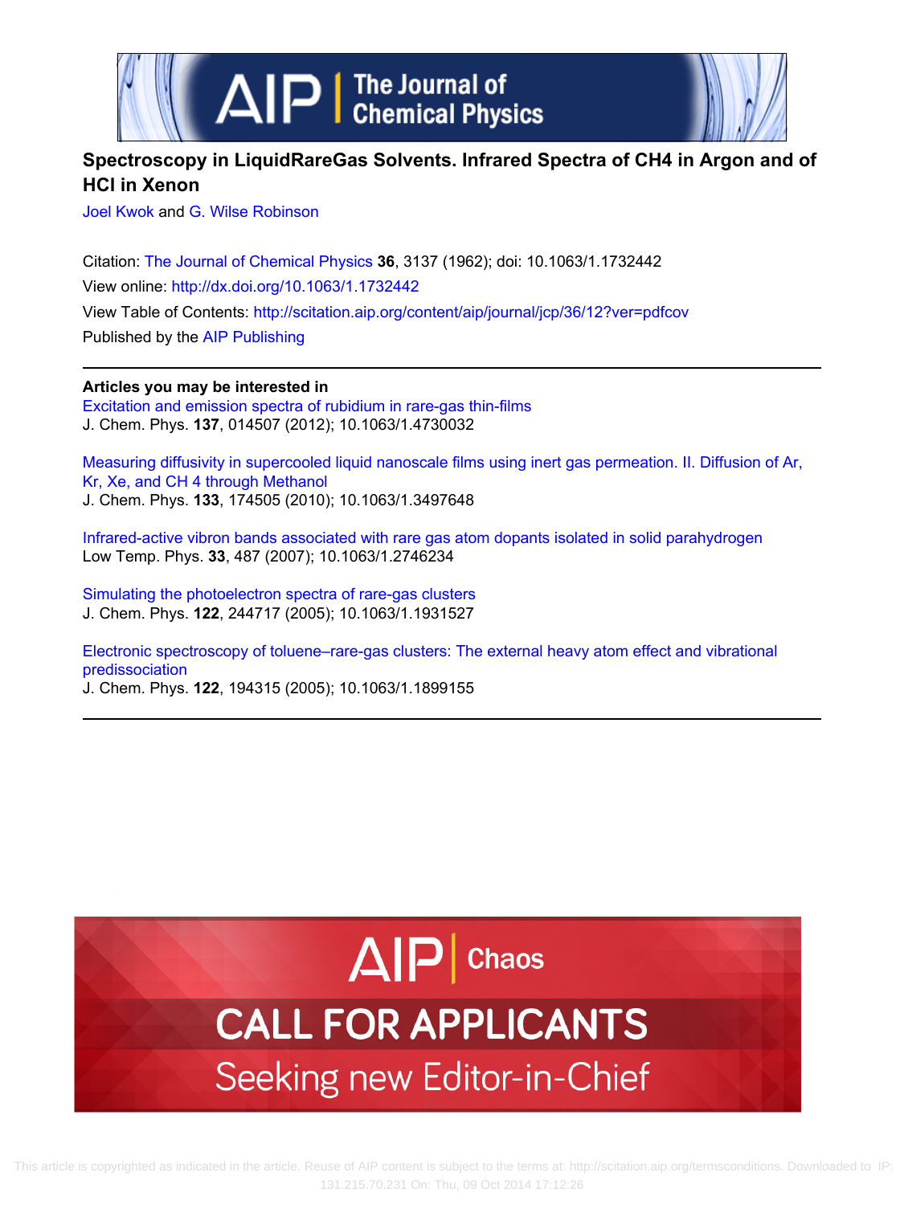# Spectroscopy in LiquidRareGas Solvents. Infrared Spectra of CH4 in Argon and of HCl in Xenon

Joel Kwok and G. Wilse Robinson

Citation: The Journal of Chemical Physics **36**, 3137 (1962); doi: 10.1063/1.1732442
View online: http://dx.doi.org/10.1063/1.1732442
View Table of Contents: http://scitation.aip.org/content/aip/journal/jcp/36/12?ver=pdfcov
Published by the AIP Publishing

**Articles you may be interested in**

Excitation and emission spectra of rubidium in rare-gas thin-films
J. Chem. Phys. **137**, 014507 (2012); 10.1063/1.4730032

Measuring diffusivity in supercooled liquid nanoscale films using inert gas permeation. II. Diffusion of Ar, Kr, Xe, and CH 4 through Methanol
J. Chem. Phys. **133**, 174505 (2010); 10.1063/1.3497648

Infrared-active vibron bands associated with rare gas atom dopants isolated in solid parahydrogen
Low Temp. Phys. **33**, 487 (2007); 10.1063/1.2746234

Simulating the photoelectron spectra of rare-gas clusters
J. Chem. Phys. **122**, 244717 (2005); 10.1063/1.1931527

Electronic spectroscopy of toluene–rare-gas clusters: The external heavy atom effect and vibrational predissociation
J. Chem. Phys. **122**, 194315 (2005); 10.1063/1.1899155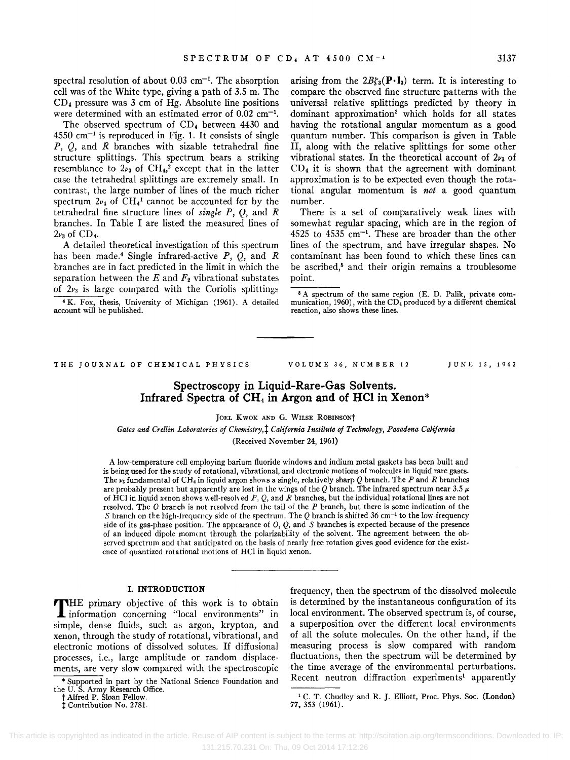spectral resolution of about 0.03 cm$^{-1}$. The absorption cell was of the White type, giving a path of 3.5 m. The $CD_4$ pressure was 3 cm of Hg. Absolute line positions were determined with an estimated error of 0.02 cm$^{-1}$.

The observed spectrum of $CD_4$ between 4430 and 4550 cm$^{-1}$ is reproduced in Fig. 1. It consists of single $P$, $Q$, and $R$ branches with sizable tetrahedral fine structure splittings. This spectrum bears a striking resemblance to $2\nu_3$ of $CH_4$,[2] except that in the latter case the tetrahedral splittings are extremely small. In contrast, the large number of lines of the much richer spectrum $2\nu_4$ of $CH_4$[1] cannot be accounted for by the tetrahedral fine structure lines of *single* $P$, $Q$, and $R$ branches. In Table I are listed the measured lines of $2\nu_3$ of $CD_4$.

A detailed theoretical investigation of this spectrum has been made.[4] Single infrared-active $P$, $Q$, and $R$ branches are in fact predicted in the limit in which the separation between the $E$ and $F_2$ vibrational substates of $2\nu_3$ is large compared with the Coriolis splittings arising from the $2B\zeta_3(\mathbf{P}\cdot\mathbf{l}_3)$ term. It is interesting to compare the observed fine structure patterns with the universal relative splittings predicted by theory in dominant approximation[3] which holds for all states having the rotational angular momentum as a good quantum number. This comparison is given in Table II, along with the relative splittings for some other vibrational states. In the theoretical account of $2\nu_3$ of $CD_4$ it is shown that the agreement with dominant approximation is to be expected even though the rotational angular momentum is *not* a good quantum number.

There is a set of comparatively weak lines with somewhat regular spacing, which are in the region of 4525 to 4535 cm$^{-1}$. These are broader than the other lines of the spectrum, and have irregular shapes. No contaminant has been found to which these lines can be ascribed,[5] and their origin remains a troublesome point.

[4] K. Fox, thesis, University of Michigan (1961). A detailed account will be published.

[5] A spectrum of the same region (E. D. Palik, private communication, 1960), with the $CD_4$ produced by a different chemical reaction, also shows these lines.

---

THE JOURNAL OF CHEMICAL PHYSICS VOLUME 36, NUMBER 12 JUNE 15, 1962

# Spectroscopy in Liquid-Rare-Gas Solvents. Infrared Spectra of $CH_4$ in Argon and of HCl in Xenon*

JOEL KWOK AND G. WILSE ROBINSON†

*Gates and Crellin Laboratories of Chemistry,‡ California Institute of Technology, Pasadena California*

(Received November 24, 1961)

A low-temperature cell employing barium fluoride windows and indium metal gaskets has been built and is being used for the study of rotational, vibrational, and electronic motions of molecules in liquid rare gases. The $\nu_3$ fundamental of $CH_4$ in liquid argon shows a single, relatively sharp $Q$ branch. The $P$ and $R$ branches are probably present but apparently are lost in the wings of the $Q$ branch. The infrared spectrum near 3.5 $\mu$ of HCl in liquid xenon shows well-resolved $P$, $Q$, and $R$ branches, but the individual rotational lines are not resolved. The $O$ branch is not resolved from the tail of the $P$ branch, but there is some indication of the $S$ branch on the high-frequency side of the spectrum. The $Q$ branch is shifted 36 cm$^{-1}$ to the low-frequency side of its gas-phase position. The appearance of $O$, $Q$, and $S$ branches is expected because of the presence of an induced dipole moment through the polarizability of the solvent. The agreement between the observed spectrum and that anticipated on the basis of nearly free rotation gives good evidence for the existence of quantized rotational motions of HCl in liquid xenon.

## I. INTRODUCTION

The primary objective of this work is to obtain information concerning "local environments" in simple, dense fluids, such as argon, krypton, and xenon, through the study of rotational, vibrational, and electronic motions of dissolved solutes. If diffusional processes, i.e., large amplitude or random displacements, are very slow compared with the spectroscopic frequency, then the spectrum of the dissolved molecule is determined by the instantaneous configuration of its local environment. The observed spectrum is, of course, a superposition over the different local environments of all the solute molecules. On the other hand, if the measuring process is slow compared with random fluctuations, then the spectrum will be determined by the time average of the environmental perturbations. Recent neutron diffraction experiments[1] apparently

\* Supported in part by the National Science Foundation and the U. S. Army Research Office.

† Alfred P. Sloan Fellow.

‡ Contribution No. 2781.

[1] C. T. Chudley and R. J. Elliott, Proc. Phys. Soc. (London) 77, 353 (1961).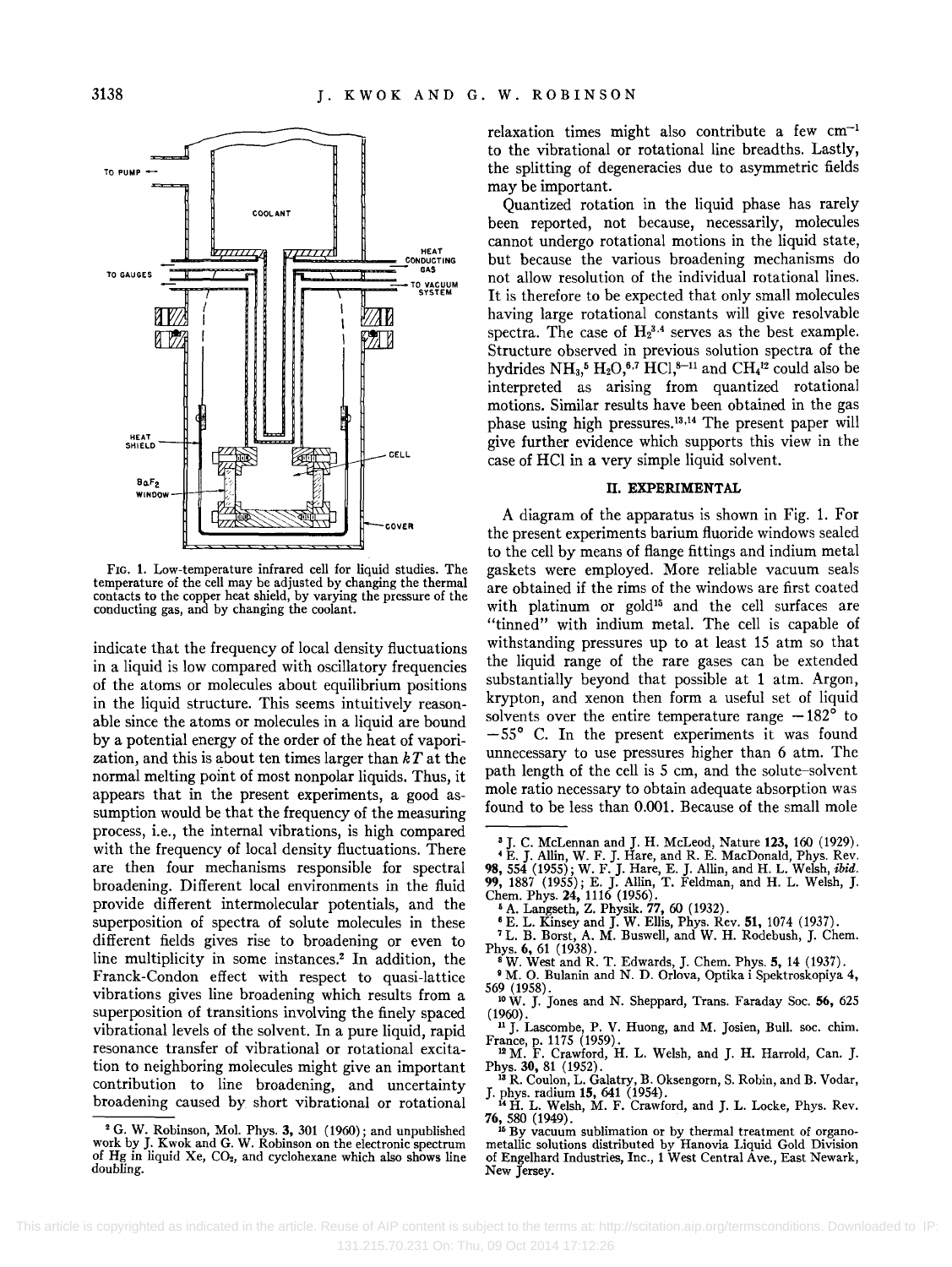FIG. 1. Low-temperature infrared cell for liquid studies. The temperature of the cell may be adjusted by changing the thermal contacts to the copper heat shield, by varying the pressure of the conducting gas, and by changing the coolant.

indicate that the frequency of local density fluctuations in a liquid is low compared with oscillatory frequencies of the atoms or molecules about equilibrium positions in the liquid structure. This seems intuitively reasonable since the atoms or molecules in a liquid are bound by a potential energy of the order of the heat of vaporization, and this is about ten times larger than $kT$ at the normal melting point of most nonpolar liquids. Thus, it appears that in the present experiments, a good assumption would be that the frequency of the measuring process, i.e., the internal vibrations, is high compared with the frequency of local density fluctuations. There are then four mechanisms responsible for spectral broadening. Different local environments in the fluid provide different intermolecular potentials, and the superposition of spectra of solute molecules in these different fields gives rise to broadening or even to line multiplicity in some instances.[2] In addition, the Franck-Condon effect with respect to quasi-lattice vibrations gives line broadening which results from a superposition of transitions involving the finely spaced vibrational levels of the solvent. In a pure liquid, rapid resonance transfer of vibrational or rotational excitation to neighboring molecules might give an important contribution to line broadening, and uncertainty broadening caused by short vibrational or rotational relaxation times might also contribute a few $cm^{-1}$ to the vibrational or rotational line breadths. Lastly, the splitting of degeneracies due to asymmetric fields may be important.

Quantized rotation in the liquid phase has rarely been reported, not because, necessarily, molecules cannot undergo rotational motions in the liquid state, but because the various broadening mechanisms do not allow resolution of the individual rotational lines. It is therefore to be expected that only small molecules having large rotational constants will give resolvable spectra. The case of $H_2$[3,4] serves as the best example. Structure observed in previous solution spectra of the hydrides $NH_3$,[5] $H_2O$,[6,7] HCl,[8–11] and $CH_4$[12] could also be interpreted as arising from quantized rotational motions. Similar results have been obtained in the gas phase using high pressures.[13,14] The present paper will give further evidence which supports this view in the case of HCl in a very simple liquid solvent.

## II. EXPERIMENTAL

A diagram of the apparatus is shown in Fig. 1. For the present experiments barium fluoride windows sealed to the cell by means of flange fittings and indium metal gaskets were employed. More reliable vacuum seals are obtained if the rims of the windows are first coated with platinum or gold[15] and the cell surfaces are "tinned" with indium metal. The cell is capable of withstanding pressures up to at least 15 atm so that the liquid range of the rare gases can be extended substantially beyond that possible at 1 atm. Argon, krypton, and xenon then form a useful set of liquid solvents over the entire temperature range −182° to −55° C. In the present experiments it was found unnecessary to use pressures higher than 6 atm. The path length of the cell is 5 cm, and the solute–solvent mole ratio necessary to obtain adequate absorption was found to be less than 0.001. Because of the small mole

---

[2] G. W. Robinson, Mol. Phys. **3**, 301 (1960); and unpublished work by J. Kwok and G. W. Robinson on the electronic spectrum of Hg in liquid Xe, $CO_2$, and cyclohexane which also shows line doubling.

[3] J. C. McLennan and J. H. McLeod, Nature **123**, 160 (1929).

[4] E. J. Allin, W. F. J. Hare, and R. E. MacDonald, Phys. Rev. **98**, 554 (1955); W. F. J. Hare, E. J. Allin, and H. L. Welsh, *ibid.* **99**, 1887 (1955); E. J. Allin, T. Feldman, and H. L. Welsh, J. Chem. Phys. **24**, 1116 (1956).

[5] A. Langseth, Z. Physik. **77**, 60 (1932).

[6] E. L. Kinsey and J. W. Ellis, Phys. Rev. **51**, 1074 (1937).

[7] L. B. Borst, A. M. Buswell, and W. H. Rodebush, J. Chem. Phys. **6**, 61 (1938).

[8] W. West and R. T. Edwards, J. Chem. Phys. **5**, 14 (1937).

[9] M. O. Bulanin and N. D. Orlova, Optika i Spektroskopiya **4**, 569 (1958).

[10] W. J. Jones and N. Sheppard, Trans. Faraday Soc. **56**, 625 (1960).

[11] J. Lascombe, P. V. Huong, and M. Josien, Bull. soc. chim. France, p. 1175 (1959).

[12] M. F. Crawford, H. L. Welsh, and J. H. Harrold, Can. J. Phys. **30**, 81 (1952).

[13] R. Coulon, L. Galatry, B. Oksengorn, S. Robin, and B. Vodar, J. phys. radium **15**, 641 (1954).

[14] H. L. Welsh, M. F. Crawford, and J. L. Locke, Phys. Rev. **76**, 580 (1949).

[15] By vacuum sublimation or by thermal treatment of organometallic solutions distributed by Hanovia Liquid Gold Division of Engelhard Industries, Inc., 1 West Central Ave., East Newark, New Jersey.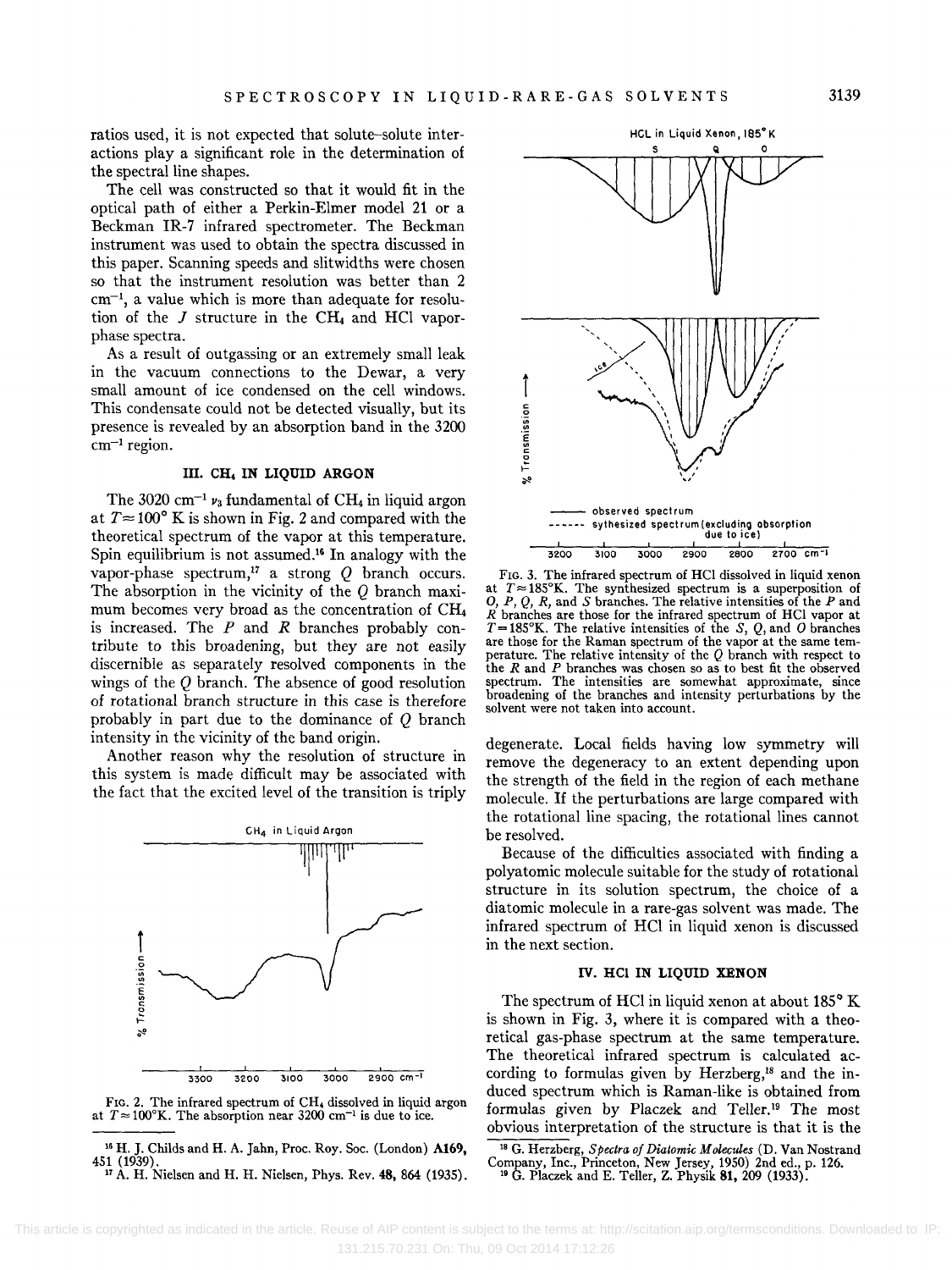ratios used, it is not expected that solute–solute interactions play a significant role in the determination of the spectral line shapes.

The cell was constructed so that it would fit in the optical path of either a Perkin-Elmer model 21 or a Beckman IR-7 infrared spectrometer. The Beckman instrument was used to obtain the spectra discussed in this paper. Scanning speeds and slitwidths were chosen so that the instrument resolution was better than 2 $cm^{-1}$, a value which is more than adequate for resolution of the $J$ structure in the $CH_4$ and HCl vapor-phase spectra.

As a result of outgassing or an extremely small leak in the vacuum connections to the Dewar, a very small amount of ice condensed on the cell windows. This condensate could not be detected visually, but its presence is revealed by an absorption band in the 3200 $cm^{-1}$ region.

## III. $CH_4$ IN LIQUID ARGON

The 3020 $cm^{-1}$ $\nu_3$ fundamental of $CH_4$ in liquid argon at $T \approx 100°$ K is shown in Fig. 2 and compared with the theoretical spectrum of the vapor at this temperature. Spin equilibrium is not assumed.[16] In analogy with the vapor-phase spectrum,[17] a strong $Q$ branch occurs. The absorption in the vicinity of the $Q$ branch maximum becomes very broad as the concentration of $CH_4$ is increased. The $P$ and $R$ branches probably contribute to this broadening, but they are not easily discernible as separately resolved components in the wings of the $Q$ branch. The absence of good resolution of rotational branch structure in this case is therefore probably in part due to the dominance of $Q$ branch intensity in the vicinity of the band origin.

Another reason why the resolution of structure in this system is made difficult may be associated with the fact that the excited level of the transition is triply degenerate. Local fields having low symmetry will remove the degeneracy to an extent depending upon the strength of the field in the region of each methane molecule. If the perturbations are large compared with the rotational line spacing, the rotational lines cannot be resolved.

FIG. 2. The infrared spectrum of $CH_4$ dissolved in liquid argon at $T \approx 100°$K. The absorption near 3200 $cm^{-1}$ is due to ice.

Because of the difficulties associated with finding a polyatomic molecule suitable for the study of rotational structure in its solution spectrum, the choice of a diatomic molecule in a rare-gas solvent was made. The infrared spectrum of HCl in liquid xenon is discussed in the next section.

FIG. 3. The infrared spectrum of HCl dissolved in liquid xenon at $T \approx 185°$K. The synthesized spectrum is a superposition of $O$, $P$, $Q$, $R$, and $S$ branches. The relative intensities of the $P$ and $R$ branches are those for the infrared spectrum of HCl vapor at $T = 185°$K. The relative intensities of the $S$, $Q$, and $O$ branches are those for the Raman spectrum of the vapor at the same temperature. The relative intensity of the $Q$ branch with respect to the $R$ and $P$ branches was chosen so as to best fit the observed spectrum. The intensities are somewhat approximate, since broadening of the branches and intensity perturbations by the solvent were not taken into account.

## IV. HCl IN LIQUID XENON

The spectrum of HCl in liquid xenon at about 185° K is shown in Fig. 3, where it is compared with a theoretical gas-phase spectrum at the same temperature. The theoretical infrared spectrum is calculated according to formulas given by Herzberg,[18] and the induced spectrum which is Raman-like is obtained from formulas given by Placzek and Teller.[19] The most obvious interpretation of the structure is that it is the

[16] H. J. Childs and H. A. Jahn, Proc. Roy. Soc. (London) **A169**, 451 (1939).

[17] A. H. Nielsen and H. H. Nielsen, Phys. Rev. **48**, 864 (1935).

[18] G. Herzberg, *Spectra of Diatomic Molecules* (D. Van Nostrand Company, Inc., Princeton, New Jersey, 1950) 2nd ed., p. 126.

[19] G. Placzek and E. Teller, Z. Physik **81**, 209 (1933).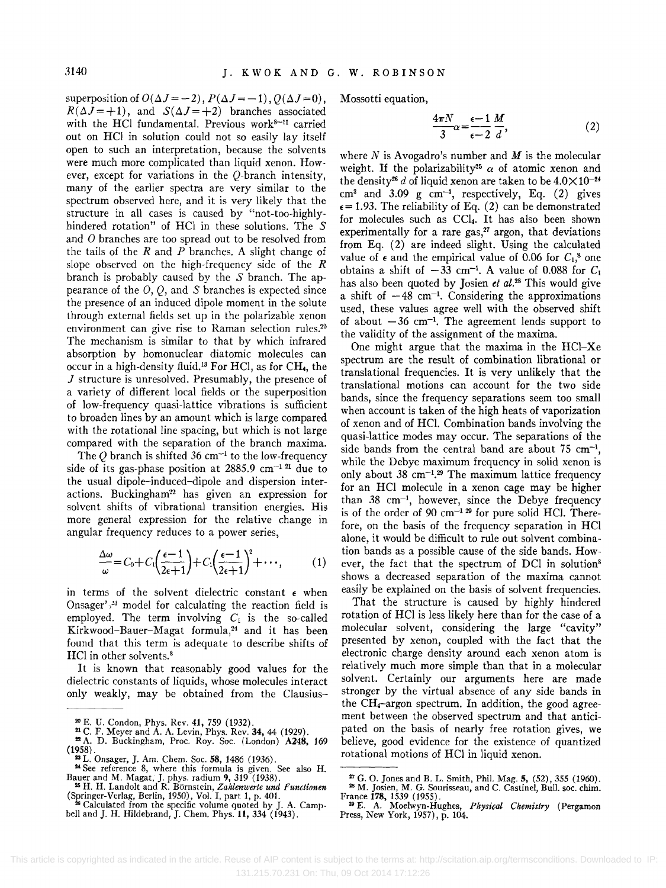superposition of $O(\Delta J=-2)$, $P(\Delta J=-1)$, $Q(\Delta J=0)$, $R(\Delta J=+1)$, and $S(\Delta J=+2)$ branches associated with the HCl fundamental. Previous work[8–11] carried out on HCl in solution could not so easily lay itself open to such an interpretation, because the solvents were much more complicated than liquid xenon. However, except for variations in the $Q$-branch intensity, many of the earlier spectra are very similar to the spectrum observed here, and it is very likely that the structure in all cases is caused by "not-too-highly-hindered rotation" of HCl in these solutions. The $S$ and $O$ branches are too spread out to be resolved from the tails of the $R$ and $P$ branches. A slight change of slope observed on the high-frequency side of the $R$ branch is probably caused by the $S$ branch. The appearance of the $O$, $Q$, and $S$ branches is expected since the presence of an induced dipole moment in the solute through external fields set up in the polarizable xenon environment can give rise to Raman selection rules.[20] The mechanism is similar to that by which infrared absorption by homonuclear diatomic molecules can occur in a high-density fluid.[18] For HCl, as for $CH_4$, the $J$ structure is unresolved. Presumably, the presence of a variety of different local fields or the superposition of low-frequency quasi-lattice vibrations is sufficient to broaden lines by an amount which is large compared with the rotational line spacing, but which is not large compared with the separation of the branch maxima.

The $Q$ branch is shifted 36 $cm^{-1}$ to the low-frequency side of its gas-phase position at 2885.9 $cm^{-1}$ [21] due to the usual dipole–induced–dipole and dispersion interactions. Buckingham[22] has given an expression for solvent shifts of vibrational transition energies. His more general expression for the relative change in angular frequency reduces to a power series,

$$\frac{\Delta\omega}{\omega}=C_0+C_1\left(\frac{\epsilon-1}{2\epsilon+1}\right)+C_2\left(\frac{\epsilon-1}{2\epsilon+1}\right)^2+\cdots, \tag{1}$$

in terms of the solvent dielectric constant $\epsilon$ when Onsager's[23] model for calculating the reaction field is employed. The term involving $C_1$ is the so-called Kirkwood–Bauer–Magat formula,[24] and it has been found that this term is adequate to describe shifts of HCl in other solvents.[8]

It is known that reasonably good values for the dielectric constants of liquids, whose molecules interact only weakly, may be obtained from the Clausius–Mossotti equation,

$$\frac{4\pi N}{3}\alpha=\frac{\epsilon-1}{\epsilon-2}\frac{M}{d}, \tag{2}$$

where $N$ is Avogadro's number and $M$ is the molecular weight. If the polarizability[25] $\alpha$ of atomic xenon and the density[26] $d$ of liquid xenon are taken to be $4.0\times10^{-24}$ $cm^3$ and 3.09 g $cm^{-3}$, respectively, Eq. (2) gives $\epsilon=1.93$. The reliability of Eq. (2) can be demonstrated for molecules such as $CCl_4$. It has also been shown experimentally for a rare gas,[27] argon, that deviations from Eq. (2) are indeed slight. Using the calculated value of $\epsilon$ and the empirical value of 0.06 for $C_1$,[8] one obtains a shift of $-33$ $cm^{-1}$. A value of 0.088 for $C_1$ has also been quoted by Josien *et al.*[28] This would give a shift of $-48$ $cm^{-1}$. Considering the approximations used, these values agree well with the observed shift of about $-36$ $cm^{-1}$. The agreement lends support to the validity of the assignment of the maxima.

One might argue that the maxima in the HCl–Xe spectrum are the result of combination librational or translational frequencies. It is very unlikely that the translational motions can account for the two side bands, since the frequency separations seem too small when account is taken of the high heats of vaporization of xenon and of HCl. Combination bands involving the quasi-lattice modes may occur. The separations of the side bands from the central band are about 75 $cm^{-1}$, while the Debye maximum frequency in solid xenon is only about 38 $cm^{-1}$.[29] The maximum lattice frequency for an HCl molecule in a xenon cage may be higher than 38 $cm^{-1}$, however, since the Debye frequency is of the order of 90 $cm^{-1}$ [29] for pure solid HCl. Therefore, on the basis of the frequency separation in HCl alone, it would be difficult to rule out solvent combination bands as a possible cause of the side bands. However, the fact that the spectrum of DCl in solution[8] shows a decreased separation of the maxima cannot easily be explained on the basis of solvent frequencies.

That the structure is caused by highly hindered rotation of HCl is less likely here than for the case of a molecular solvent, considering the large "cavity" presented by xenon, coupled with the fact that the electronic charge density around each xenon atom is relatively much more simple than that in a molecular solvent. Certainly our arguments here are made stronger by the virtual absence of any side bands in the $CH_4$–argon spectrum. In addition, the good agreement between the observed spectrum and that anticipated on the basis of nearly free rotation gives, we believe, good evidence for the existence of quantized rotational motions of HCl in liquid xenon.

---

[20] E. U. Condon, Phys. Rev. **41**, 759 (1932).
[21] C. F. Meyer and A. A. Levin, Phys. Rev. **34**, 44 (1929).
[22] A. D. Buckingham, Proc. Roy. Soc. (London) **A248**, 169 (1958).
[23] L. Onsager, J. Am. Chem. Soc. **58**, 1486 (1936).
[24] See reference 8, where this formula is given. See also H. Bauer and M. Magat, J. phys. radium **9**, 319 (1938).
[25] H. H. Landolt and R. Börnstein, *Zahlenwerte und Functionen* (Springer-Verlag, Berlin, 1950), Vol. I, part 1, p. 401.
[26] Calculated from the specific volume quoted by J. A. Campbell and J. H. Hildebrand, J. Chem. Phys. **11**, 334 (1943).
[27] G. O. Jones and B. L. Smith, Phil. Mag. **5**, (52), 355 (1960).
[28] M. Josien, M. G. Sourisseau, and C. Castinel, Bull. soc. chim. France **178**, 1539 (1955).
[29] E. A. Moelwyn-Hughes, *Physical Chemistry* (Pergamon Press, New York, 1957), p. 104.